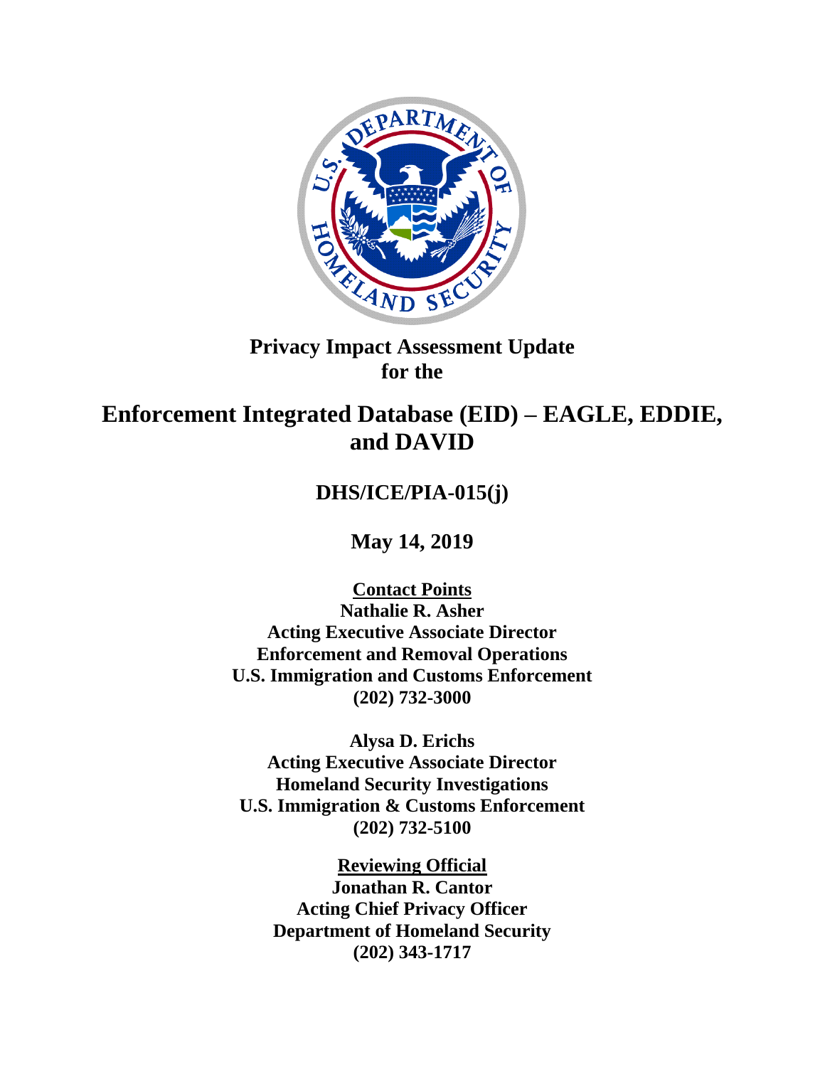# Privacy Impact Assessment Update for the

# Enforcement Integrated Database (EID) – EAGLE, EDDIE, and DAVID

## DHS/ICE/PIA-015(j)

## May 14, 2019

**Contact Points**
**Nathalie R. Asher**
**Acting Executive Associate Director**
**Enforcement and Removal Operations**
**U.S. Immigration and Customs Enforcement**
**(202) 732-3000**

**Alysa D. Erichs**
**Acting Executive Associate Director**
**Homeland Security Investigations**
**U.S. Immigration & Customs Enforcement**
**(202) 732-5100**

**Reviewing Official**
**Jonathan R. Cantor**
**Acting Chief Privacy Officer**
**Department of Homeland Security**
**(202) 343-1717**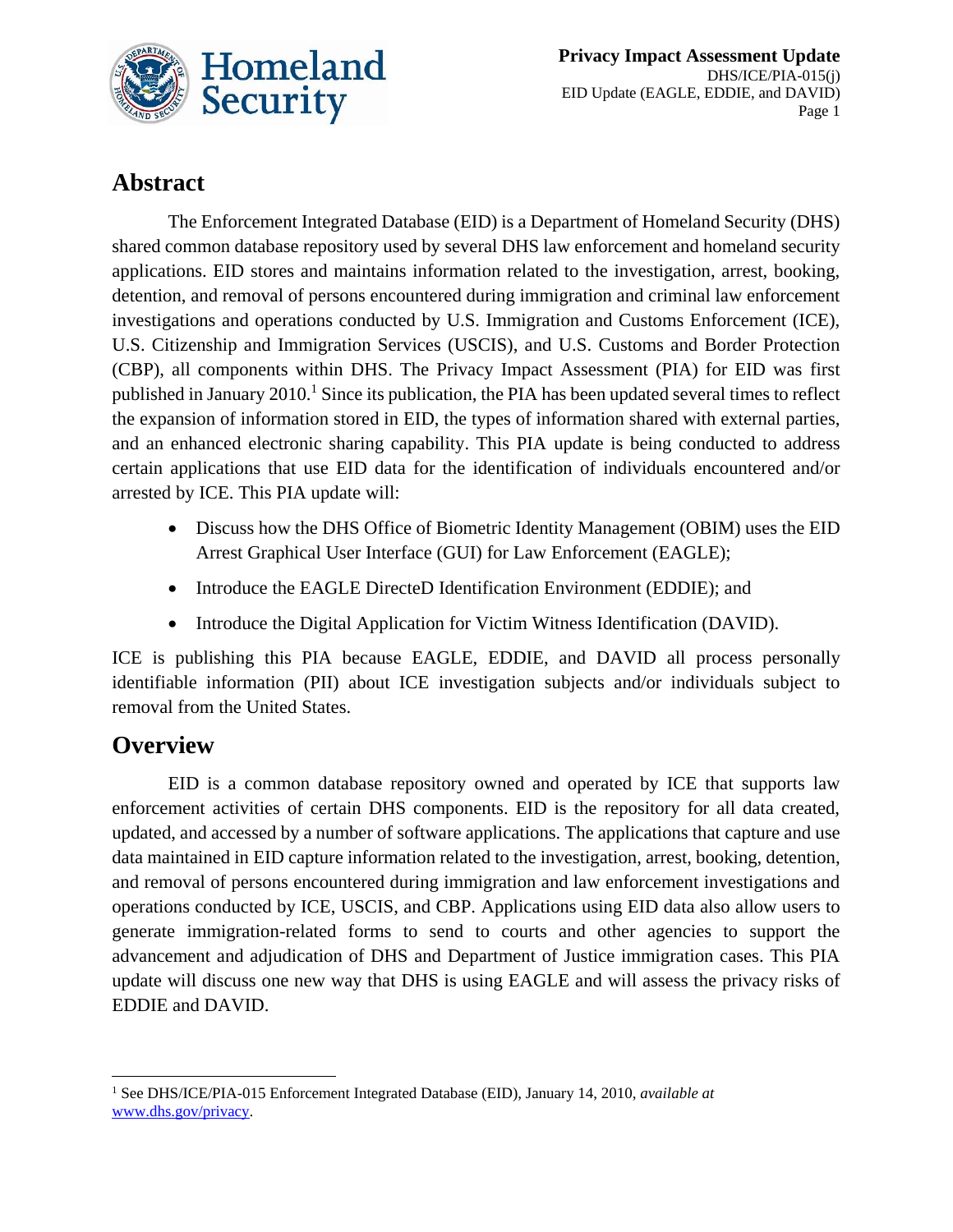## Abstract

The Enforcement Integrated Database (EID) is a Department of Homeland Security (DHS) shared common database repository used by several DHS law enforcement and homeland security applications. EID stores and maintains information related to the investigation, arrest, booking, detention, and removal of persons encountered during immigration and criminal law enforcement investigations and operations conducted by U.S. Immigration and Customs Enforcement (ICE), U.S. Citizenship and Immigration Services (USCIS), and U.S. Customs and Border Protection (CBP), all components within DHS. The Privacy Impact Assessment (PIA) for EID was first published in January 2010.[1] Since its publication, the PIA has been updated several times to reflect the expansion of information stored in EID, the types of information shared with external parties, and an enhanced electronic sharing capability. This PIA update is being conducted to address certain applications that use EID data for the identification of individuals encountered and/or arrested by ICE. This PIA update will:

- Discuss how the DHS Office of Biometric Identity Management (OBIM) uses the EID Arrest Graphical User Interface (GUI) for Law Enforcement (EAGLE);
- Introduce the EAGLE DirecteD Identification Environment (EDDIE); and
- Introduce the Digital Application for Victim Witness Identification (DAVID).

ICE is publishing this PIA because EAGLE, EDDIE, and DAVID all process personally identifiable information (PII) about ICE investigation subjects and/or individuals subject to removal from the United States.

## Overview

EID is a common database repository owned and operated by ICE that supports law enforcement activities of certain DHS components. EID is the repository for all data created, updated, and accessed by a number of software applications. The applications that capture and use data maintained in EID capture information related to the investigation, arrest, booking, detention, and removal of persons encountered during immigration and law enforcement investigations and operations conducted by ICE, USCIS, and CBP. Applications using EID data also allow users to generate immigration-related forms to send to courts and other agencies to support the advancement and adjudication of DHS and Department of Justice immigration cases. This PIA update will discuss one new way that DHS is using EAGLE and will assess the privacy risks of EDDIE and DAVID.

---

[1] See DHS/ICE/PIA-015 Enforcement Integrated Database (EID), January 14, 2010, *available at* www.dhs.gov/privacy.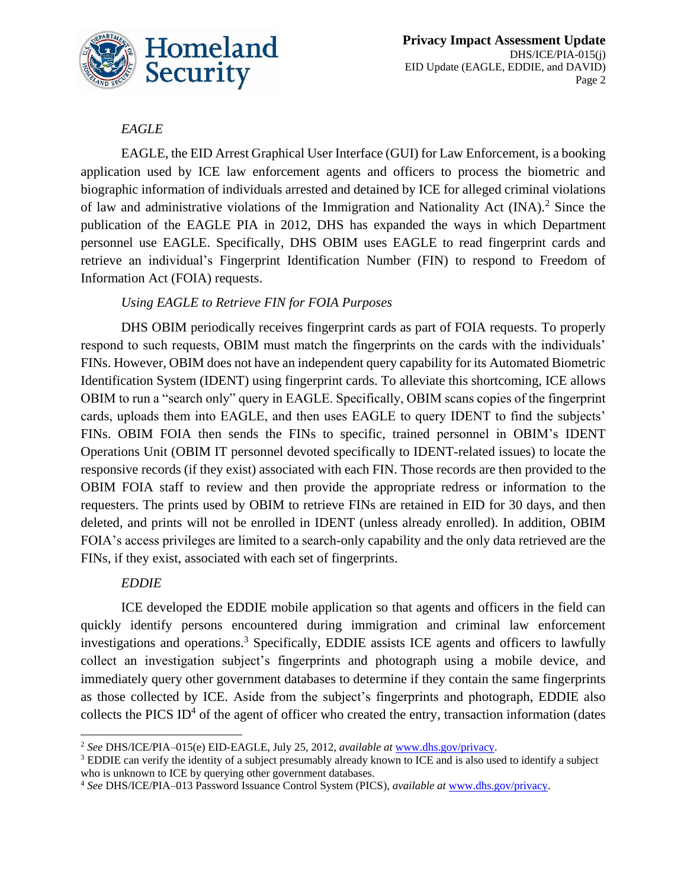*EAGLE*

EAGLE, the EID Arrest Graphical User Interface (GUI) for Law Enforcement, is a booking application used by ICE law enforcement agents and officers to process the biometric and biographic information of individuals arrested and detained by ICE for alleged criminal violations of law and administrative violations of the Immigration and Nationality Act (INA).[2] Since the publication of the EAGLE PIA in 2012, DHS has expanded the ways in which Department personnel use EAGLE. Specifically, DHS OBIM uses EAGLE to read fingerprint cards and retrieve an individual's Fingerprint Identification Number (FIN) to respond to Freedom of Information Act (FOIA) requests.

*Using EAGLE to Retrieve FIN for FOIA Purposes*

DHS OBIM periodically receives fingerprint cards as part of FOIA requests. To properly respond to such requests, OBIM must match the fingerprints on the cards with the individuals' FINs. However, OBIM does not have an independent query capability for its Automated Biometric Identification System (IDENT) using fingerprint cards. To alleviate this shortcoming, ICE allows OBIM to run a "search only" query in EAGLE. Specifically, OBIM scans copies of the fingerprint cards, uploads them into EAGLE, and then uses EAGLE to query IDENT to find the subjects' FINs. OBIM FOIA then sends the FINs to specific, trained personnel in OBIM's IDENT Operations Unit (OBIM IT personnel devoted specifically to IDENT-related issues) to locate the responsive records (if they exist) associated with each FIN. Those records are then provided to the OBIM FOIA staff to review and then provide the appropriate redress or information to the requesters. The prints used by OBIM to retrieve FINs are retained in EID for 30 days, and then deleted, and prints will not be enrolled in IDENT (unless already enrolled). In addition, OBIM FOIA's access privileges are limited to a search-only capability and the only data retrieved are the FINs, if they exist, associated with each set of fingerprints.

*EDDIE*

ICE developed the EDDIE mobile application so that agents and officers in the field can quickly identify persons encountered during immigration and criminal law enforcement investigations and operations.[3] Specifically, EDDIE assists ICE agents and officers to lawfully collect an investigation subject's fingerprints and photograph using a mobile device, and immediately query other government databases to determine if they contain the same fingerprints as those collected by ICE. Aside from the subject's fingerprints and photograph, EDDIE also collects the PICS ID[4] of the agent of officer who created the entry, transaction information (dates

---

[2] *See* DHS/ICE/PIA–015(e) EID-EAGLE, July 25, 2012, *available at* www.dhs.gov/privacy.

[3] EDDIE can verify the identity of a subject presumably already known to ICE and is also used to identify a subject who is unknown to ICE by querying other government databases.

[4] *See* DHS/ICE/PIA–013 Password Issuance Control System (PICS), *available at* www.dhs.gov/privacy.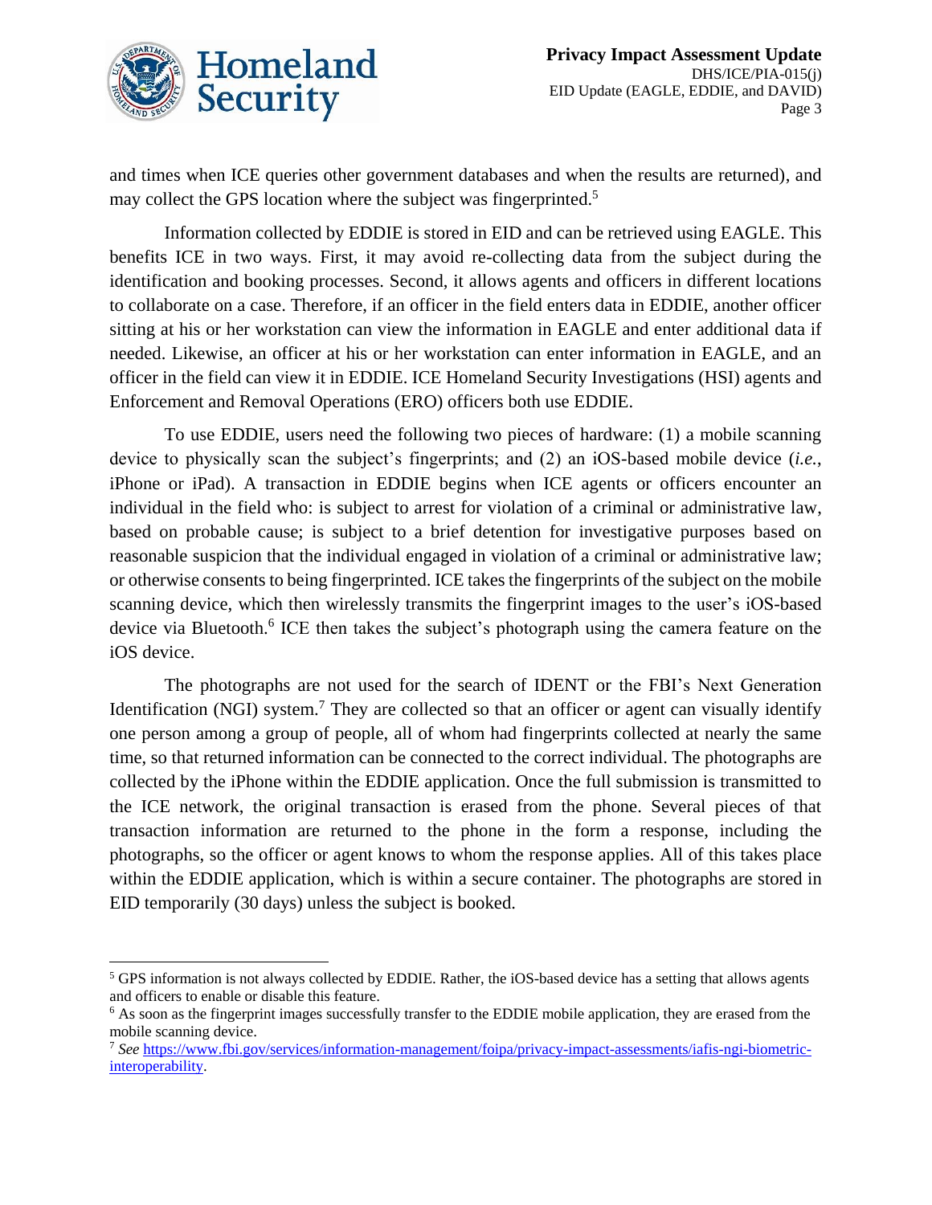and times when ICE queries other government databases and when the results are returned), and may collect the GPS location where the subject was fingerprinted.[5]

Information collected by EDDIE is stored in EID and can be retrieved using EAGLE. This benefits ICE in two ways. First, it may avoid re-collecting data from the subject during the identification and booking processes. Second, it allows agents and officers in different locations to collaborate on a case. Therefore, if an officer in the field enters data in EDDIE, another officer sitting at his or her workstation can view the information in EAGLE and enter additional data if needed. Likewise, an officer at his or her workstation can enter information in EAGLE, and an officer in the field can view it in EDDIE. ICE Homeland Security Investigations (HSI) agents and Enforcement and Removal Operations (ERO) officers both use EDDIE.

To use EDDIE, users need the following two pieces of hardware: (1) a mobile scanning device to physically scan the subject's fingerprints; and (2) an iOS-based mobile device (*i.e.*, iPhone or iPad). A transaction in EDDIE begins when ICE agents or officers encounter an individual in the field who: is subject to arrest for violation of a criminal or administrative law, based on probable cause; is subject to a brief detention for investigative purposes based on reasonable suspicion that the individual engaged in violation of a criminal or administrative law; or otherwise consents to being fingerprinted. ICE takes the fingerprints of the subject on the mobile scanning device, which then wirelessly transmits the fingerprint images to the user's iOS-based device via Bluetooth.[6] ICE then takes the subject's photograph using the camera feature on the iOS device.

The photographs are not used for the search of IDENT or the FBI's Next Generation Identification (NGI) system.[7] They are collected so that an officer or agent can visually identify one person among a group of people, all of whom had fingerprints collected at nearly the same time, so that returned information can be connected to the correct individual. The photographs are collected by the iPhone within the EDDIE application. Once the full submission is transmitted to the ICE network, the original transaction is erased from the phone. Several pieces of that transaction information are returned to the phone in the form a response, including the photographs, so the officer or agent knows to whom the response applies. All of this takes place within the EDDIE application, which is within a secure container. The photographs are stored in EID temporarily (30 days) unless the subject is booked.

---

[5] GPS information is not always collected by EDDIE. Rather, the iOS-based device has a setting that allows agents and officers to enable or disable this feature.

[6] As soon as the fingerprint images successfully transfer to the EDDIE mobile application, they are erased from the mobile scanning device.

[7] *See* https://www.fbi.gov/services/information-management/foipa/privacy-impact-assessments/iafis-ngi-biometric-interoperability.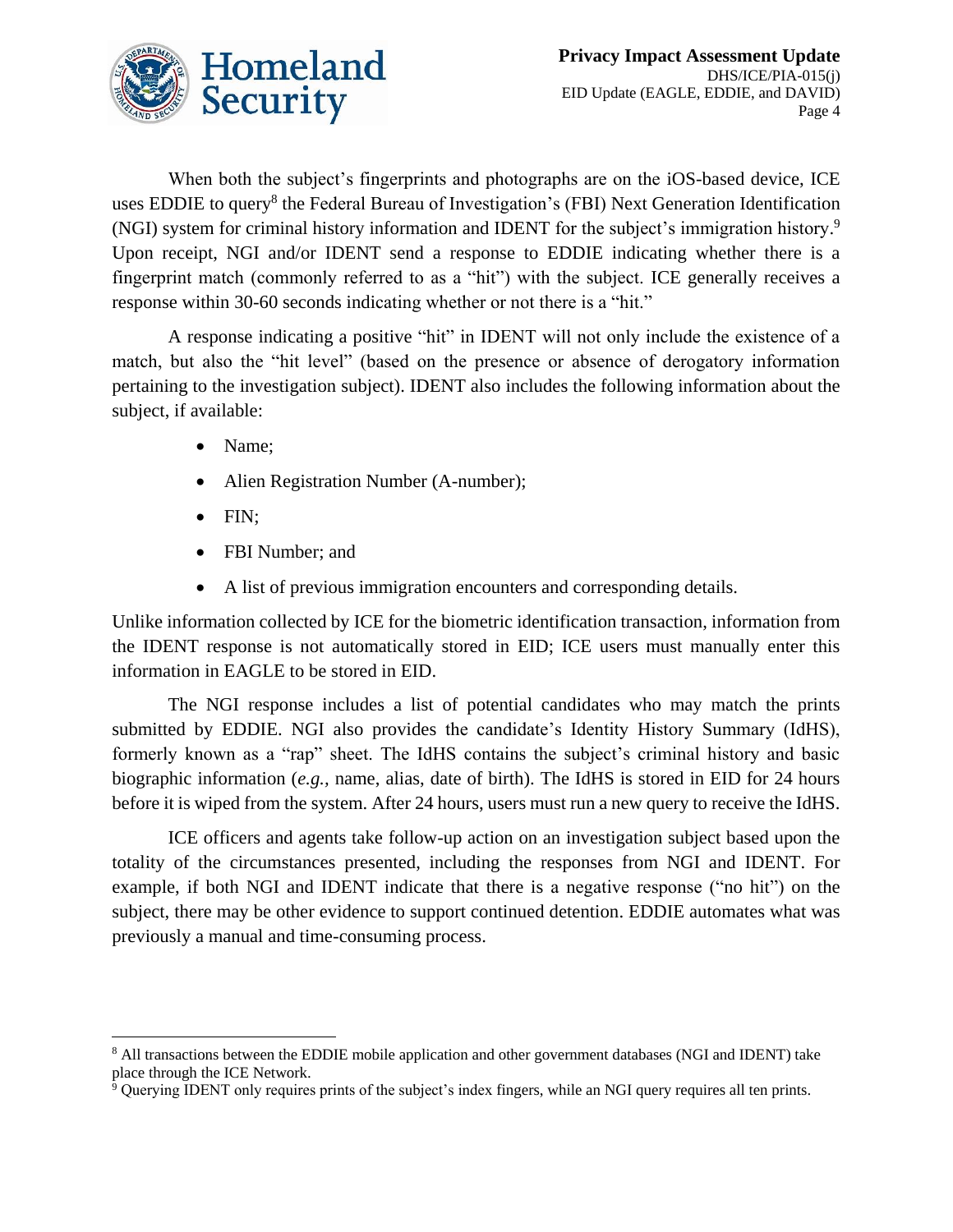When both the subject's fingerprints and photographs are on the iOS-based device, ICE uses EDDIE to query[8] the Federal Bureau of Investigation's (FBI) Next Generation Identification (NGI) system for criminal history information and IDENT for the subject's immigration history.[9] Upon receipt, NGI and/or IDENT send a response to EDDIE indicating whether there is a fingerprint match (commonly referred to as a "hit") with the subject. ICE generally receives a response within 30-60 seconds indicating whether or not there is a "hit."

A response indicating a positive "hit" in IDENT will not only include the existence of a match, but also the "hit level" (based on the presence or absence of derogatory information pertaining to the investigation subject). IDENT also includes the following information about the subject, if available:

- Name;
- Alien Registration Number (A-number);
- FIN;
- FBI Number; and
- A list of previous immigration encounters and corresponding details.

Unlike information collected by ICE for the biometric identification transaction, information from the IDENT response is not automatically stored in EID; ICE users must manually enter this information in EAGLE to be stored in EID.

The NGI response includes a list of potential candidates who may match the prints submitted by EDDIE. NGI also provides the candidate's Identity History Summary (IdHS), formerly known as a "rap" sheet. The IdHS contains the subject's criminal history and basic biographic information (*e.g.*, name, alias, date of birth). The IdHS is stored in EID for 24 hours before it is wiped from the system. After 24 hours, users must run a new query to receive the IdHS.

ICE officers and agents take follow-up action on an investigation subject based upon the totality of the circumstances presented, including the responses from NGI and IDENT. For example, if both NGI and IDENT indicate that there is a negative response ("no hit") on the subject, there may be other evidence to support continued detention. EDDIE automates what was previously a manual and time-consuming process.

---

[8] All transactions between the EDDIE mobile application and other government databases (NGI and IDENT) take place through the ICE Network.

[9] Querying IDENT only requires prints of the subject's index fingers, while an NGI query requires all ten prints.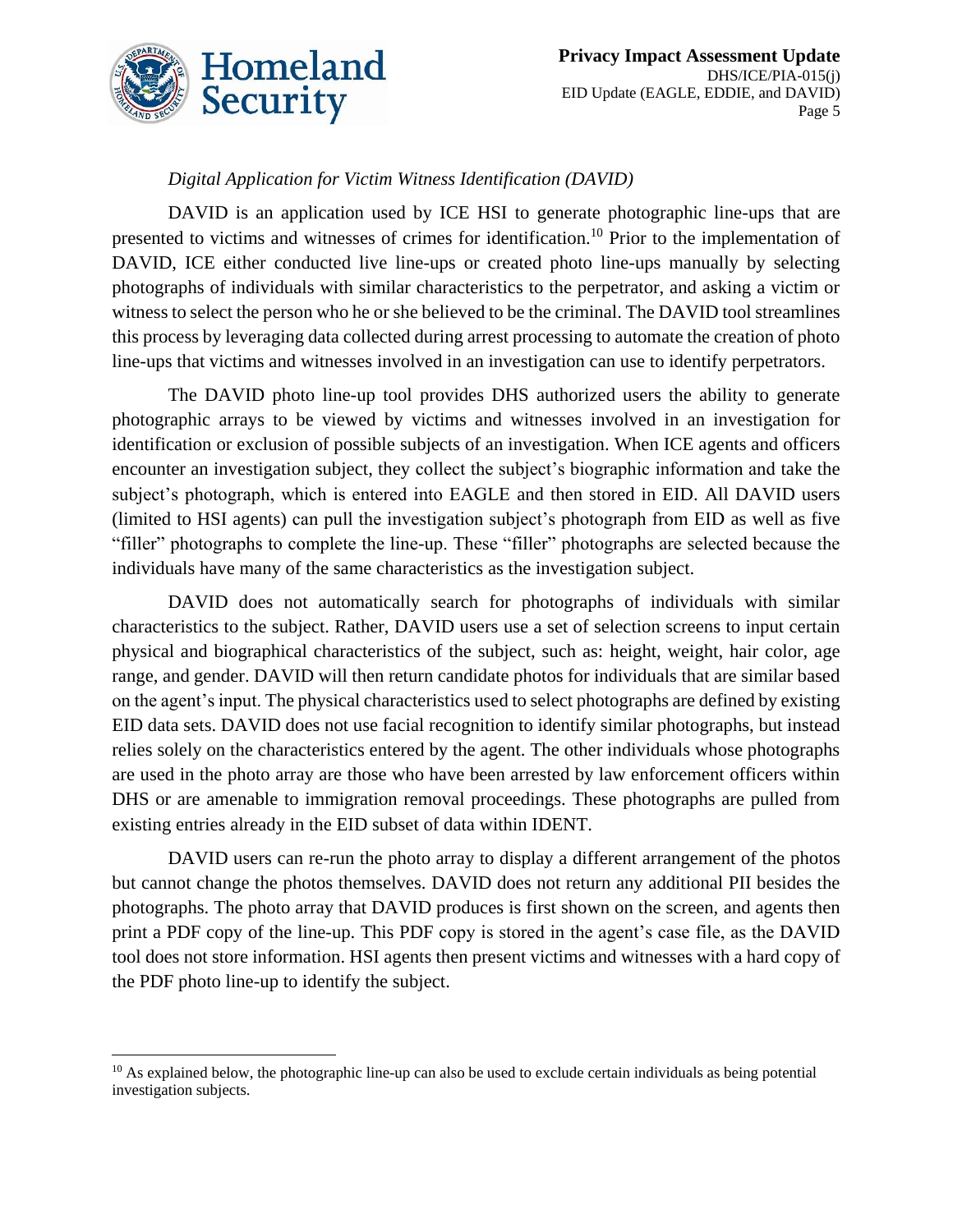*Digital Application for Victim Witness Identification (DAVID)*

DAVID is an application used by ICE HSI to generate photographic line-ups that are presented to victims and witnesses of crimes for identification.[10] Prior to the implementation of DAVID, ICE either conducted live line-ups or created photo line-ups manually by selecting photographs of individuals with similar characteristics to the perpetrator, and asking a victim or witness to select the person who he or she believed to be the criminal. The DAVID tool streamlines this process by leveraging data collected during arrest processing to automate the creation of photo line-ups that victims and witnesses involved in an investigation can use to identify perpetrators.

The DAVID photo line-up tool provides DHS authorized users the ability to generate photographic arrays to be viewed by victims and witnesses involved in an investigation for identification or exclusion of possible subjects of an investigation. When ICE agents and officers encounter an investigation subject, they collect the subject's biographic information and take the subject's photograph, which is entered into EAGLE and then stored in EID. All DAVID users (limited to HSI agents) can pull the investigation subject's photograph from EID as well as five "filler" photographs to complete the line-up. These "filler" photographs are selected because the individuals have many of the same characteristics as the investigation subject.

DAVID does not automatically search for photographs of individuals with similar characteristics to the subject. Rather, DAVID users use a set of selection screens to input certain physical and biographical characteristics of the subject, such as: height, weight, hair color, age range, and gender. DAVID will then return candidate photos for individuals that are similar based on the agent's input. The physical characteristics used to select photographs are defined by existing EID data sets. DAVID does not use facial recognition to identify similar photographs, but instead relies solely on the characteristics entered by the agent. The other individuals whose photographs are used in the photo array are those who have been arrested by law enforcement officers within DHS or are amenable to immigration removal proceedings. These photographs are pulled from existing entries already in the EID subset of data within IDENT.

DAVID users can re-run the photo array to display a different arrangement of the photos but cannot change the photos themselves. DAVID does not return any additional PII besides the photographs. The photo array that DAVID produces is first shown on the screen, and agents then print a PDF copy of the line-up. This PDF copy is stored in the agent's case file, as the DAVID tool does not store information. HSI agents then present victims and witnesses with a hard copy of the PDF photo line-up to identify the subject.

---

[10] As explained below, the photographic line-up can also be used to exclude certain individuals as being potential investigation subjects.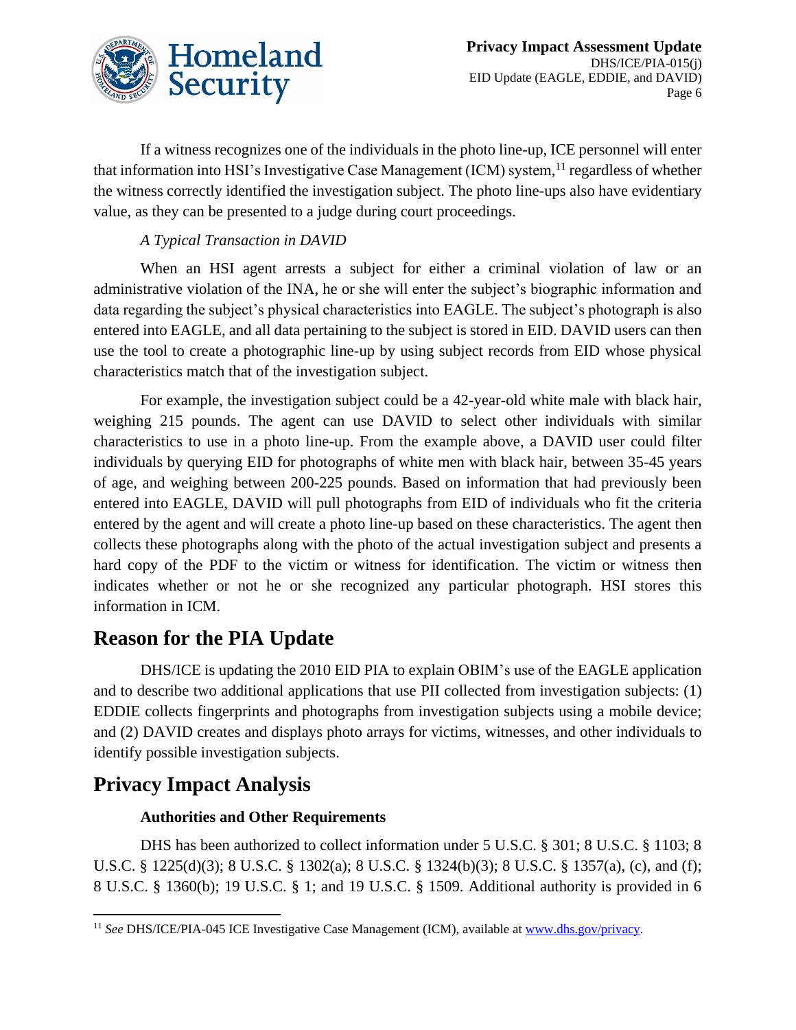If a witness recognizes one of the individuals in the photo line-up, ICE personnel will enter that information into HSI's Investigative Case Management (ICM) system,[11] regardless of whether the witness correctly identified the investigation subject. The photo line-ups also have evidentiary value, as they can be presented to a judge during court proceedings.

*A Typical Transaction in DAVID*

When an HSI agent arrests a subject for either a criminal violation of law or an administrative violation of the INA, he or she will enter the subject's biographic information and data regarding the subject's physical characteristics into EAGLE. The subject's photograph is also entered into EAGLE, and all data pertaining to the subject is stored in EID. DAVID users can then use the tool to create a photographic line-up by using subject records from EID whose physical characteristics match that of the investigation subject.

For example, the investigation subject could be a 42-year-old white male with black hair, weighing 215 pounds. The agent can use DAVID to select other individuals with similar characteristics to use in a photo line-up. From the example above, a DAVID user could filter individuals by querying EID for photographs of white men with black hair, between 35-45 years of age, and weighing between 200-225 pounds. Based on information that had previously been entered into EAGLE, DAVID will pull photographs from EID of individuals who fit the criteria entered by the agent and will create a photo line-up based on these characteristics. The agent then collects these photographs along with the photo of the actual investigation subject and presents a hard copy of the PDF to the victim or witness for identification. The victim or witness then indicates whether or not he or she recognized any particular photograph. HSI stores this information in ICM.

## Reason for the PIA Update

DHS/ICE is updating the 2010 EID PIA to explain OBIM's use of the EAGLE application and to describe two additional applications that use PII collected from investigation subjects: (1) EDDIE collects fingerprints and photographs from investigation subjects using a mobile device; and (2) DAVID creates and displays photo arrays for victims, witnesses, and other individuals to identify possible investigation subjects.

## Privacy Impact Analysis

### Authorities and Other Requirements

DHS has been authorized to collect information under 5 U.S.C. § 301; 8 U.S.C. § 1103; 8 U.S.C. § 1225(d)(3); 8 U.S.C. § 1302(a); 8 U.S.C. § 1324(b)(3); 8 U.S.C. § 1357(a), (c), and (f); 8 U.S.C. § 1360(b); 19 U.S.C. § 1; and 19 U.S.C. § 1509. Additional authority is provided in 6

[11] *See* DHS/ICE/PIA-045 ICE Investigative Case Management (ICM), available at www.dhs.gov/privacy.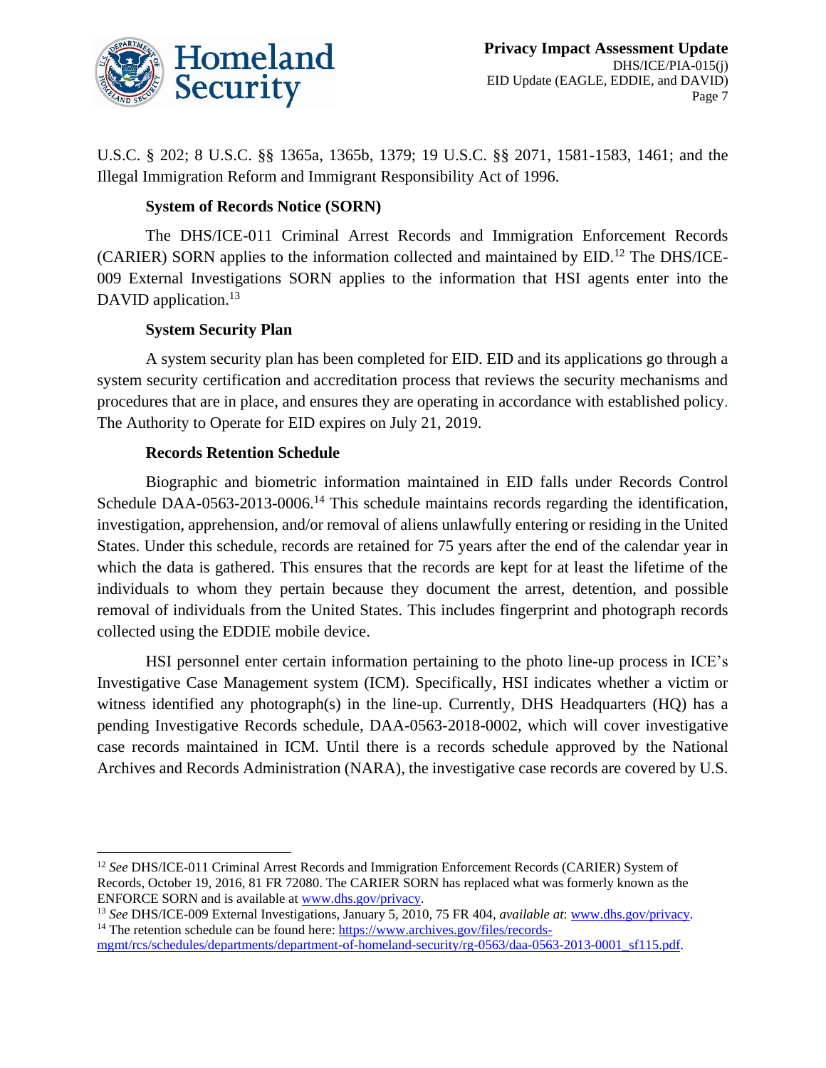U.S.C. § 202; 8 U.S.C. §§ 1365a, 1365b, 1379; 19 U.S.C. §§ 2071, 1581-1583, 1461; and the Illegal Immigration Reform and Immigrant Responsibility Act of 1996.

### System of Records Notice (SORN)

The DHS/ICE-011 Criminal Arrest Records and Immigration Enforcement Records (CARIER) SORN applies to the information collected and maintained by EID.[12] The DHS/ICE-009 External Investigations SORN applies to the information that HSI agents enter into the DAVID application.[13]

### System Security Plan

A system security plan has been completed for EID. EID and its applications go through a system security certification and accreditation process that reviews the security mechanisms and procedures that are in place, and ensures they are operating in accordance with established policy. The Authority to Operate for EID expires on July 21, 2019.

### Records Retention Schedule

Biographic and biometric information maintained in EID falls under Records Control Schedule DAA-0563-2013-0006.[14] This schedule maintains records regarding the identification, investigation, apprehension, and/or removal of aliens unlawfully entering or residing in the United States. Under this schedule, records are retained for 75 years after the end of the calendar year in which the data is gathered. This ensures that the records are kept for at least the lifetime of the individuals to whom they pertain because they document the arrest, detention, and possible removal of individuals from the United States. This includes fingerprint and photograph records collected using the EDDIE mobile device.

HSI personnel enter certain information pertaining to the photo line-up process in ICE's Investigative Case Management system (ICM). Specifically, HSI indicates whether a victim or witness identified any photograph(s) in the line-up. Currently, DHS Headquarters (HQ) has a pending Investigative Records schedule, DAA-0563-2018-0002, which will cover investigative case records maintained in ICM. Until there is a records schedule approved by the National Archives and Records Administration (NARA), the investigative case records are covered by U.S.

---

[12] *See* DHS/ICE-011 Criminal Arrest Records and Immigration Enforcement Records (CARIER) System of Records, October 19, 2016, 81 FR 72080. The CARIER SORN has replaced what was formerly known as the ENFORCE SORN and is available at www.dhs.gov/privacy.

[13] *See* DHS/ICE-009 External Investigations, January 5, 2010, 75 FR 404, *available at*: www.dhs.gov/privacy.

[14] The retention schedule can be found here: https://www.archives.gov/files/records-mgmt/rcs/schedules/departments/department-of-homeland-security/rg-0563/daa-0563-2013-0001_sf115.pdf.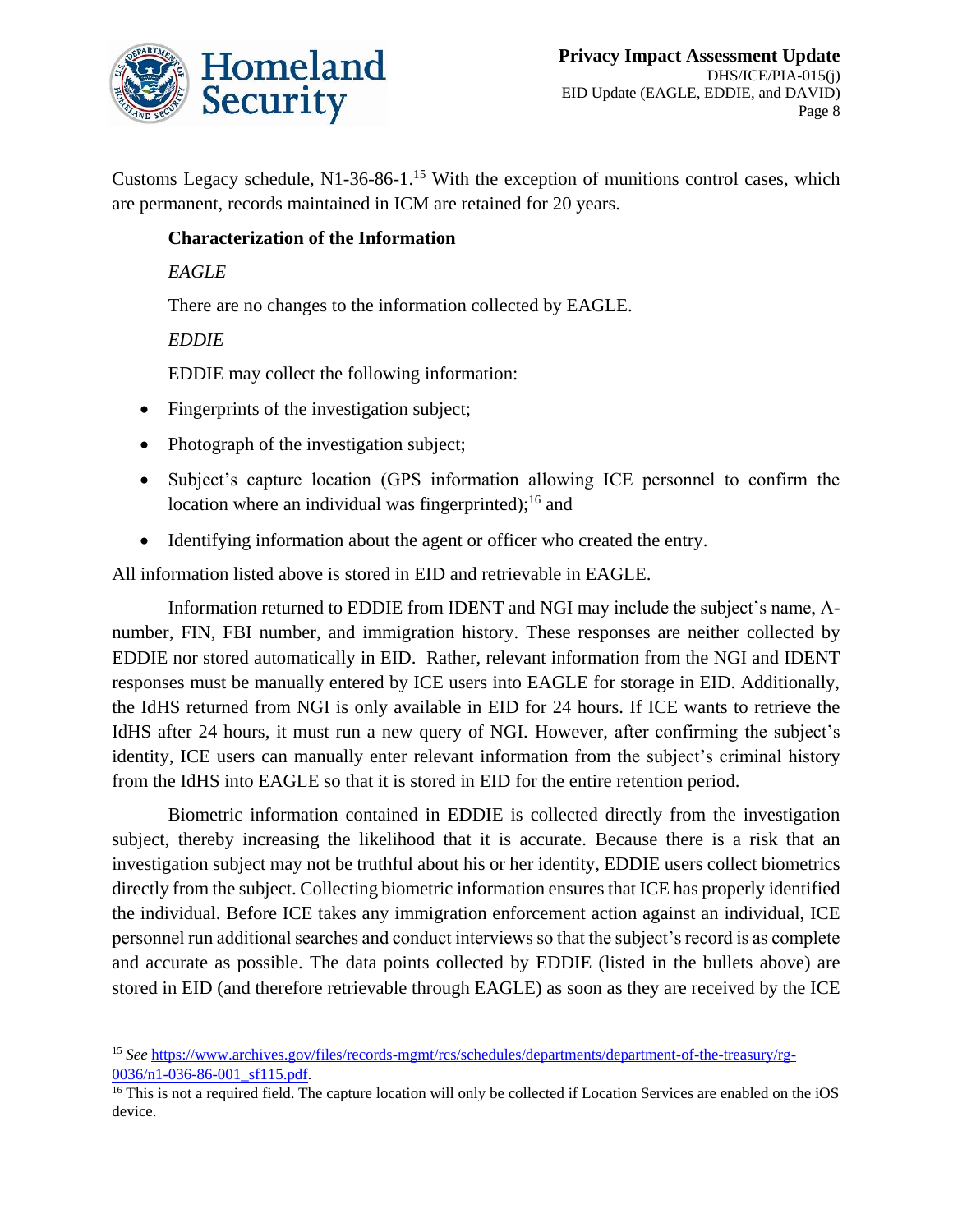Customs Legacy schedule, N1-36-86-1.[15] With the exception of munitions control cases, which are permanent, records maintained in ICM are retained for 20 years.

**Characterization of the Information**

*EAGLE*

There are no changes to the information collected by EAGLE.

*EDDIE*

EDDIE may collect the following information:

- Fingerprints of the investigation subject;
- Photograph of the investigation subject;
- Subject's capture location (GPS information allowing ICE personnel to confirm the location where an individual was fingerprinted);[16] and
- Identifying information about the agent or officer who created the entry.

All information listed above is stored in EID and retrievable in EAGLE.

Information returned to EDDIE from IDENT and NGI may include the subject's name, A-number, FIN, FBI number, and immigration history. These responses are neither collected by EDDIE nor stored automatically in EID. Rather, relevant information from the NGI and IDENT responses must be manually entered by ICE users into EAGLE for storage in EID. Additionally, the IdHS returned from NGI is only available in EID for 24 hours. If ICE wants to retrieve the IdHS after 24 hours, it must run a new query of NGI. However, after confirming the subject's identity, ICE users can manually enter relevant information from the subject's criminal history from the IdHS into EAGLE so that it is stored in EID for the entire retention period.

Biometric information contained in EDDIE is collected directly from the investigation subject, thereby increasing the likelihood that it is accurate. Because there is a risk that an investigation subject may not be truthful about his or her identity, EDDIE users collect biometrics directly from the subject. Collecting biometric information ensures that ICE has properly identified the individual. Before ICE takes any immigration enforcement action against an individual, ICE personnel run additional searches and conduct interviews so that the subject's record is as complete and accurate as possible. The data points collected by EDDIE (listed in the bullets above) are stored in EID (and therefore retrievable through EAGLE) as soon as they are received by the ICE

---

[15] *See* https://www.archives.gov/files/records-mgmt/rcs/schedules/departments/department-of-the-treasury/rg-0036/n1-036-86-001_sf115.pdf.

[16] This is not a required field. The capture location will only be collected if Location Services are enabled on the iOS device.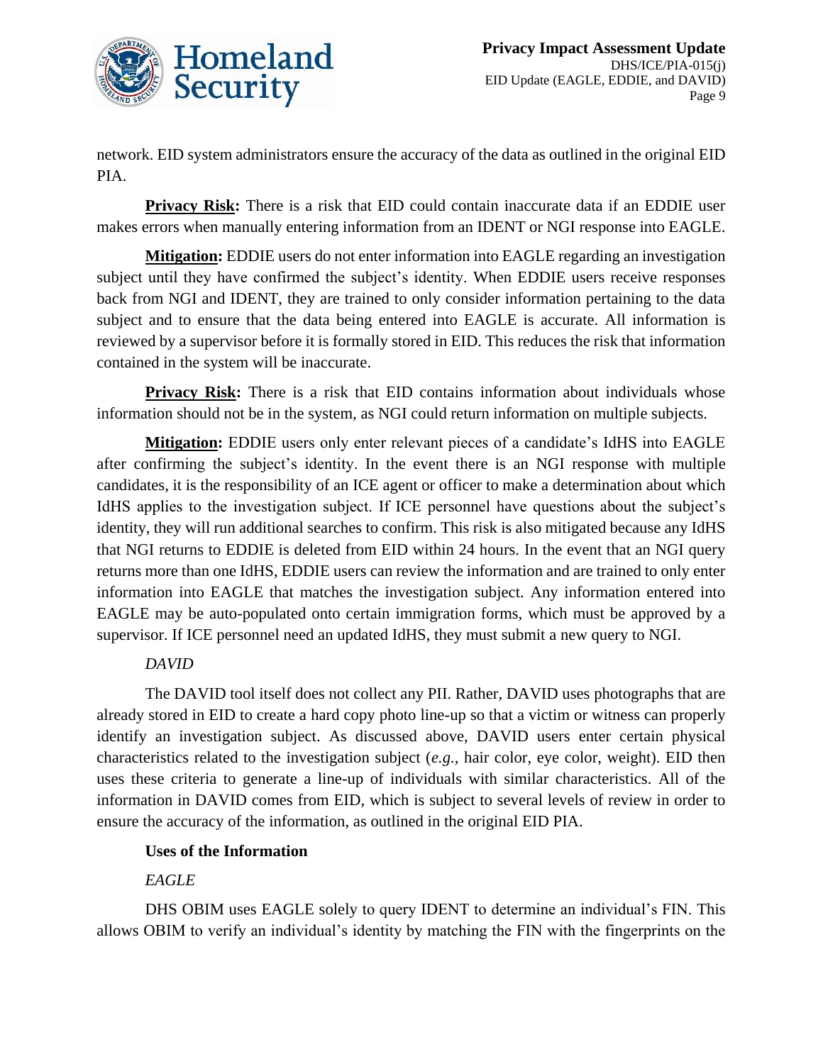network. EID system administrators ensure the accuracy of the data as outlined in the original EID PIA.

**Privacy Risk:** There is a risk that EID could contain inaccurate data if an EDDIE user makes errors when manually entering information from an IDENT or NGI response into EAGLE.

**Mitigation:** EDDIE users do not enter information into EAGLE regarding an investigation subject until they have confirmed the subject's identity. When EDDIE users receive responses back from NGI and IDENT, they are trained to only consider information pertaining to the data subject and to ensure that the data being entered into EAGLE is accurate. All information is reviewed by a supervisor before it is formally stored in EID. This reduces the risk that information contained in the system will be inaccurate.

**Privacy Risk:** There is a risk that EID contains information about individuals whose information should not be in the system, as NGI could return information on multiple subjects.

**Mitigation:** EDDIE users only enter relevant pieces of a candidate's IdHS into EAGLE after confirming the subject's identity. In the event there is an NGI response with multiple candidates, it is the responsibility of an ICE agent or officer to make a determination about which IdHS applies to the investigation subject. If ICE personnel have questions about the subject's identity, they will run additional searches to confirm. This risk is also mitigated because any IdHS that NGI returns to EDDIE is deleted from EID within 24 hours. In the event that an NGI query returns more than one IdHS, EDDIE users can review the information and are trained to only enter information into EAGLE that matches the investigation subject. Any information entered into EAGLE may be auto-populated onto certain immigration forms, which must be approved by a supervisor. If ICE personnel need an updated IdHS, they must submit a new query to NGI.

*DAVID*

The DAVID tool itself does not collect any PII. Rather, DAVID uses photographs that are already stored in EID to create a hard copy photo line-up so that a victim or witness can properly identify an investigation subject. As discussed above, DAVID users enter certain physical characteristics related to the investigation subject (*e.g.*, hair color, eye color, weight). EID then uses these criteria to generate a line-up of individuals with similar characteristics. All of the information in DAVID comes from EID, which is subject to several levels of review in order to ensure the accuracy of the information, as outlined in the original EID PIA.

**Uses of the Information**

*EAGLE*

DHS OBIM uses EAGLE solely to query IDENT to determine an individual's FIN. This allows OBIM to verify an individual's identity by matching the FIN with the fingerprints on the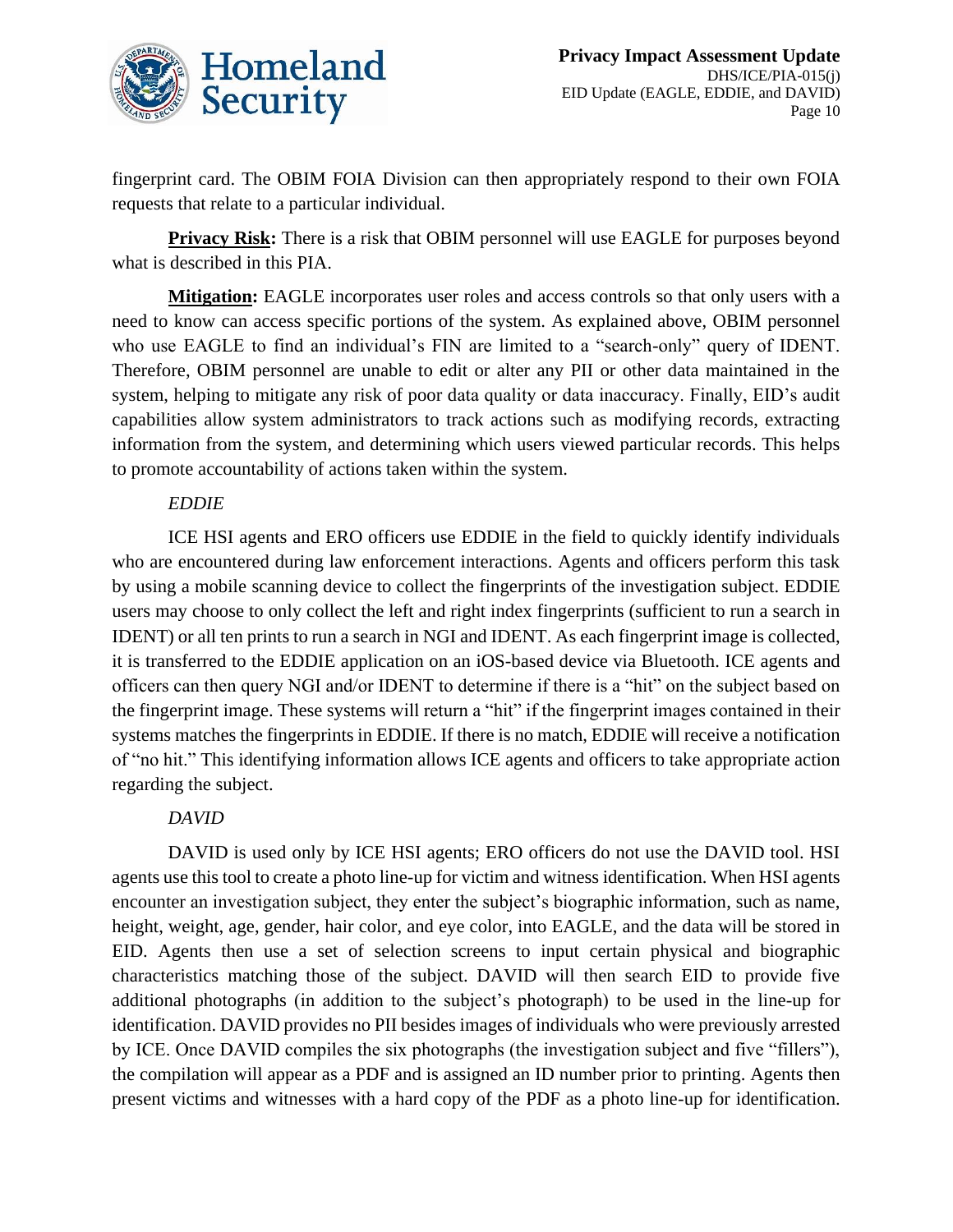fingerprint card. The OBIM FOIA Division can then appropriately respond to their own FOIA requests that relate to a particular individual.

**Privacy Risk:** There is a risk that OBIM personnel will use EAGLE for purposes beyond what is described in this PIA.

**Mitigation:** EAGLE incorporates user roles and access controls so that only users with a need to know can access specific portions of the system. As explained above, OBIM personnel who use EAGLE to find an individual's FIN are limited to a "search-only" query of IDENT. Therefore, OBIM personnel are unable to edit or alter any PII or other data maintained in the system, helping to mitigate any risk of poor data quality or data inaccuracy. Finally, EID's audit capabilities allow system administrators to track actions such as modifying records, extracting information from the system, and determining which users viewed particular records. This helps to promote accountability of actions taken within the system.

*EDDIE*

ICE HSI agents and ERO officers use EDDIE in the field to quickly identify individuals who are encountered during law enforcement interactions. Agents and officers perform this task by using a mobile scanning device to collect the fingerprints of the investigation subject. EDDIE users may choose to only collect the left and right index fingerprints (sufficient to run a search in IDENT) or all ten prints to run a search in NGI and IDENT. As each fingerprint image is collected, it is transferred to the EDDIE application on an iOS-based device via Bluetooth. ICE agents and officers can then query NGI and/or IDENT to determine if there is a "hit" on the subject based on the fingerprint image. These systems will return a "hit" if the fingerprint images contained in their systems matches the fingerprints in EDDIE. If there is no match, EDDIE will receive a notification of "no hit." This identifying information allows ICE agents and officers to take appropriate action regarding the subject.

*DAVID*

DAVID is used only by ICE HSI agents; ERO officers do not use the DAVID tool. HSI agents use this tool to create a photo line-up for victim and witness identification. When HSI agents encounter an investigation subject, they enter the subject's biographic information, such as name, height, weight, age, gender, hair color, and eye color, into EAGLE, and the data will be stored in EID. Agents then use a set of selection screens to input certain physical and biographic characteristics matching those of the subject. DAVID will then search EID to provide five additional photographs (in addition to the subject's photograph) to be used in the line-up for identification. DAVID provides no PII besides images of individuals who were previously arrested by ICE. Once DAVID compiles the six photographs (the investigation subject and five "fillers"), the compilation will appear as a PDF and is assigned an ID number prior to printing. Agents then present victims and witnesses with a hard copy of the PDF as a photo line-up for identification.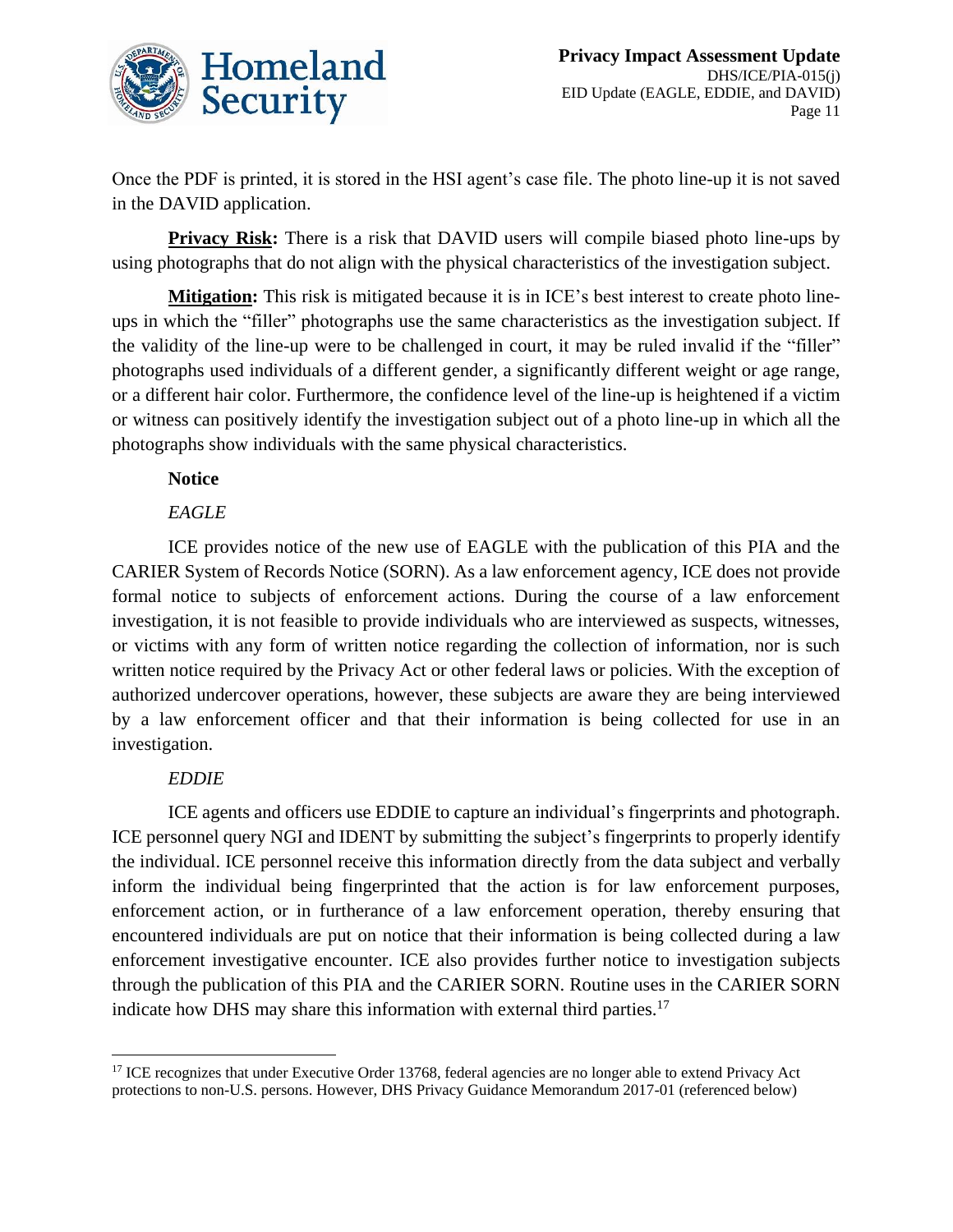Once the PDF is printed, it is stored in the HSI agent's case file. The photo line-up it is not saved in the DAVID application.

**<u>Privacy Risk</u>:** There is a risk that DAVID users will compile biased photo line-ups by using photographs that do not align with the physical characteristics of the investigation subject.

**<u>Mitigation</u>:** This risk is mitigated because it is in ICE's best interest to create photo line-ups in which the "filler" photographs use the same characteristics as the investigation subject. If the validity of the line-up were to be challenged in court, it may be ruled invalid if the "filler" photographs used individuals of a different gender, a significantly different weight or age range, or a different hair color. Furthermore, the confidence level of the line-up is heightened if a victim or witness can positively identify the investigation subject out of a photo line-up in which all the photographs show individuals with the same physical characteristics.

**Notice**

*EAGLE*

ICE provides notice of the new use of EAGLE with the publication of this PIA and the CARIER System of Records Notice (SORN). As a law enforcement agency, ICE does not provide formal notice to subjects of enforcement actions. During the course of a law enforcement investigation, it is not feasible to provide individuals who are interviewed as suspects, witnesses, or victims with any form of written notice regarding the collection of information, nor is such written notice required by the Privacy Act or other federal laws or policies. With the exception of authorized undercover operations, however, these subjects are aware they are being interviewed by a law enforcement officer and that their information is being collected for use in an investigation.

*EDDIE*

ICE agents and officers use EDDIE to capture an individual's fingerprints and photograph. ICE personnel query NGI and IDENT by submitting the subject's fingerprints to properly identify the individual. ICE personnel receive this information directly from the data subject and verbally inform the individual being fingerprinted that the action is for law enforcement purposes, enforcement action, or in furtherance of a law enforcement operation, thereby ensuring that encountered individuals are put on notice that their information is being collected during a law enforcement investigative encounter. ICE also provides further notice to investigation subjects through the publication of this PIA and the CARIER SORN. Routine uses in the CARIER SORN indicate how DHS may share this information with external third parties.[17]

---

[17] ICE recognizes that under Executive Order 13768, federal agencies are no longer able to extend Privacy Act protections to non-U.S. persons. However, DHS Privacy Guidance Memorandum 2017-01 (referenced below)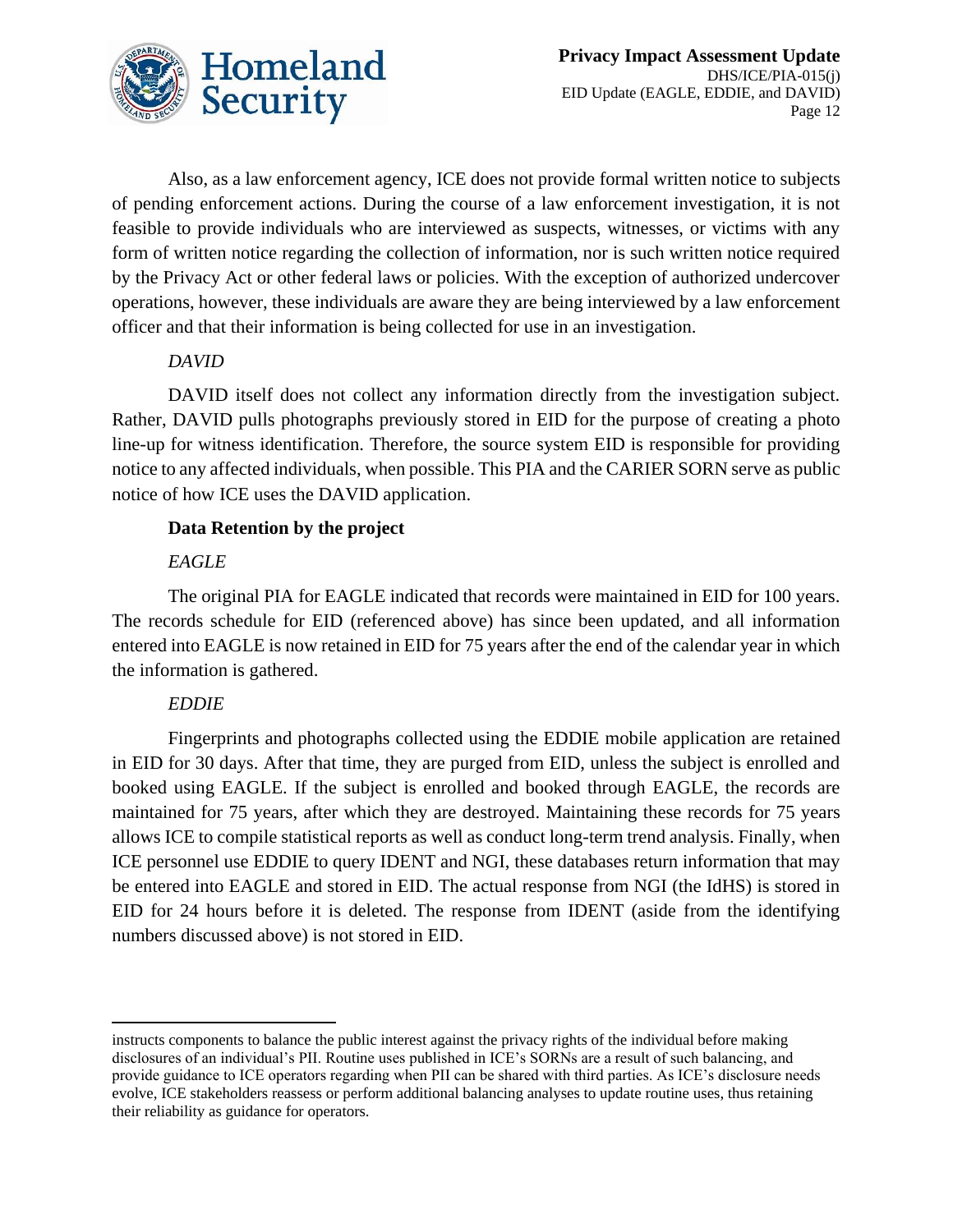Also, as a law enforcement agency, ICE does not provide formal written notice to subjects of pending enforcement actions. During the course of a law enforcement investigation, it is not feasible to provide individuals who are interviewed as suspects, witnesses, or victims with any form of written notice regarding the collection of information, nor is such written notice required by the Privacy Act or other federal laws or policies. With the exception of authorized undercover operations, however, these individuals are aware they are being interviewed by a law enforcement officer and that their information is being collected for use in an investigation.

*DAVID*

DAVID itself does not collect any information directly from the investigation subject. Rather, DAVID pulls photographs previously stored in EID for the purpose of creating a photo line-up for witness identification. Therefore, the source system EID is responsible for providing notice to any affected individuals, when possible. This PIA and the CARIER SORN serve as public notice of how ICE uses the DAVID application.

**Data Retention by the project**

*EAGLE*

The original PIA for EAGLE indicated that records were maintained in EID for 100 years. The records schedule for EID (referenced above) has since been updated, and all information entered into EAGLE is now retained in EID for 75 years after the end of the calendar year in which the information is gathered.

*EDDIE*

Fingerprints and photographs collected using the EDDIE mobile application are retained in EID for 30 days. After that time, they are purged from EID, unless the subject is enrolled and booked using EAGLE. If the subject is enrolled and booked through EAGLE, the records are maintained for 75 years, after which they are destroyed. Maintaining these records for 75 years allows ICE to compile statistical reports as well as conduct long-term trend analysis. Finally, when ICE personnel use EDDIE to query IDENT and NGI, these databases return information that may be entered into EAGLE and stored in EID. The actual response from NGI (the IdHS) is stored in EID for 24 hours before it is deleted. The response from IDENT (aside from the identifying numbers discussed above) is not stored in EID.

---

instructs components to balance the public interest against the privacy rights of the individual before making disclosures of an individual's PII. Routine uses published in ICE's SORNs are a result of such balancing, and provide guidance to ICE operators regarding when PII can be shared with third parties. As ICE's disclosure needs evolve, ICE stakeholders reassess or perform additional balancing analyses to update routine uses, thus retaining their reliability as guidance for operators.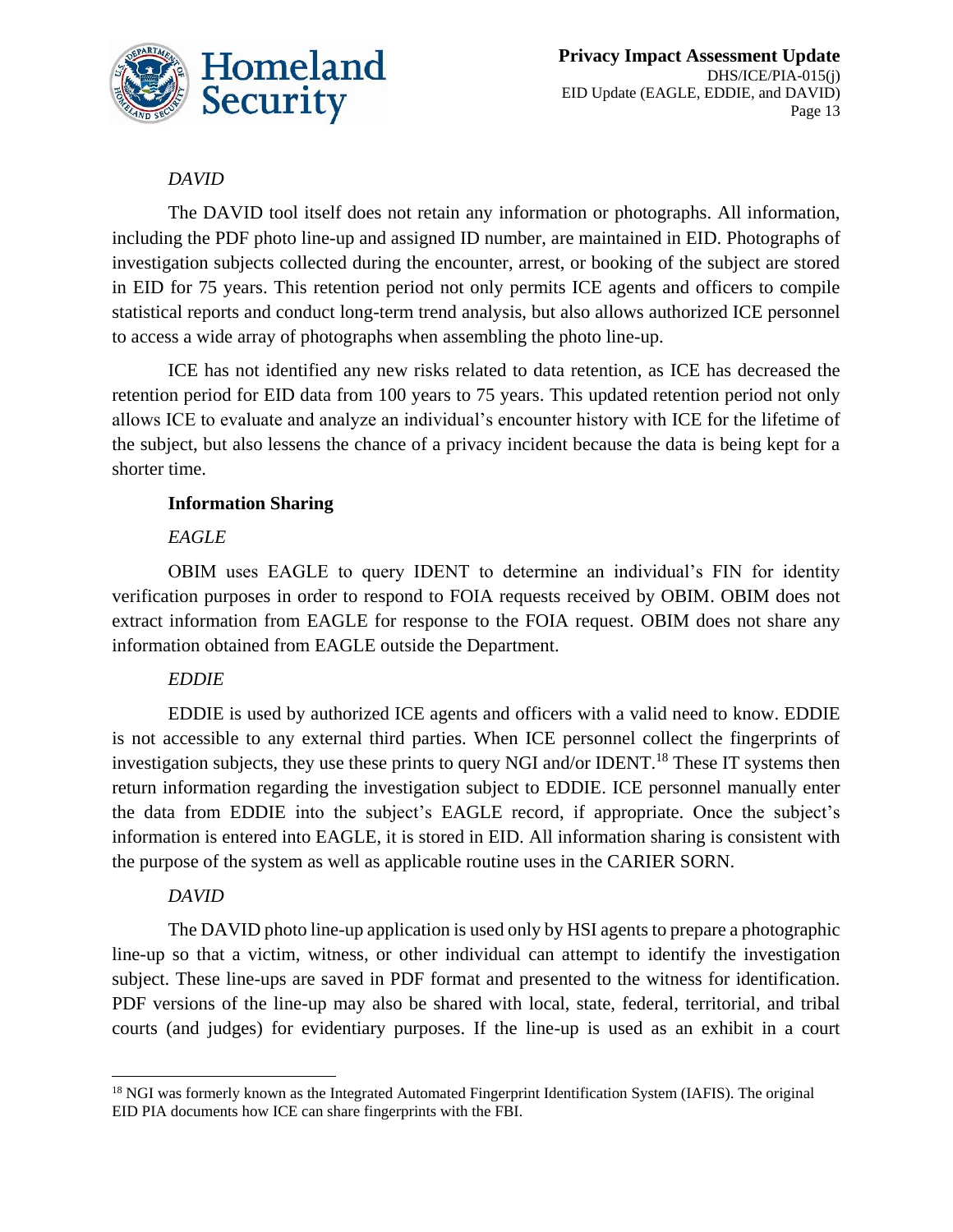*DAVID*

The DAVID tool itself does not retain any information or photographs. All information, including the PDF photo line-up and assigned ID number, are maintained in EID. Photographs of investigation subjects collected during the encounter, arrest, or booking of the subject are stored in EID for 75 years. This retention period not only permits ICE agents and officers to compile statistical reports and conduct long-term trend analysis, but also allows authorized ICE personnel to access a wide array of photographs when assembling the photo line-up.

ICE has not identified any new risks related to data retention, as ICE has decreased the retention period for EID data from 100 years to 75 years. This updated retention period not only allows ICE to evaluate and analyze an individual's encounter history with ICE for the lifetime of the subject, but also lessens the chance of a privacy incident because the data is being kept for a shorter time.

**Information Sharing**

*EAGLE*

OBIM uses EAGLE to query IDENT to determine an individual's FIN for identity verification purposes in order to respond to FOIA requests received by OBIM. OBIM does not extract information from EAGLE for response to the FOIA request. OBIM does not share any information obtained from EAGLE outside the Department.

*EDDIE*

EDDIE is used by authorized ICE agents and officers with a valid need to know. EDDIE is not accessible to any external third parties. When ICE personnel collect the fingerprints of investigation subjects, they use these prints to query NGI and/or IDENT.[18] These IT systems then return information regarding the investigation subject to EDDIE. ICE personnel manually enter the data from EDDIE into the subject's EAGLE record, if appropriate. Once the subject's information is entered into EAGLE, it is stored in EID. All information sharing is consistent with the purpose of the system as well as applicable routine uses in the CARIER SORN.

*DAVID*

The DAVID photo line-up application is used only by HSI agents to prepare a photographic line-up so that a victim, witness, or other individual can attempt to identify the investigation subject. These line-ups are saved in PDF format and presented to the witness for identification. PDF versions of the line-up may also be shared with local, state, federal, territorial, and tribal courts (and judges) for evidentiary purposes. If the line-up is used as an exhibit in a court

[18] NGI was formerly known as the Integrated Automated Fingerprint Identification System (IAFIS). The original EID PIA documents how ICE can share fingerprints with the FBI.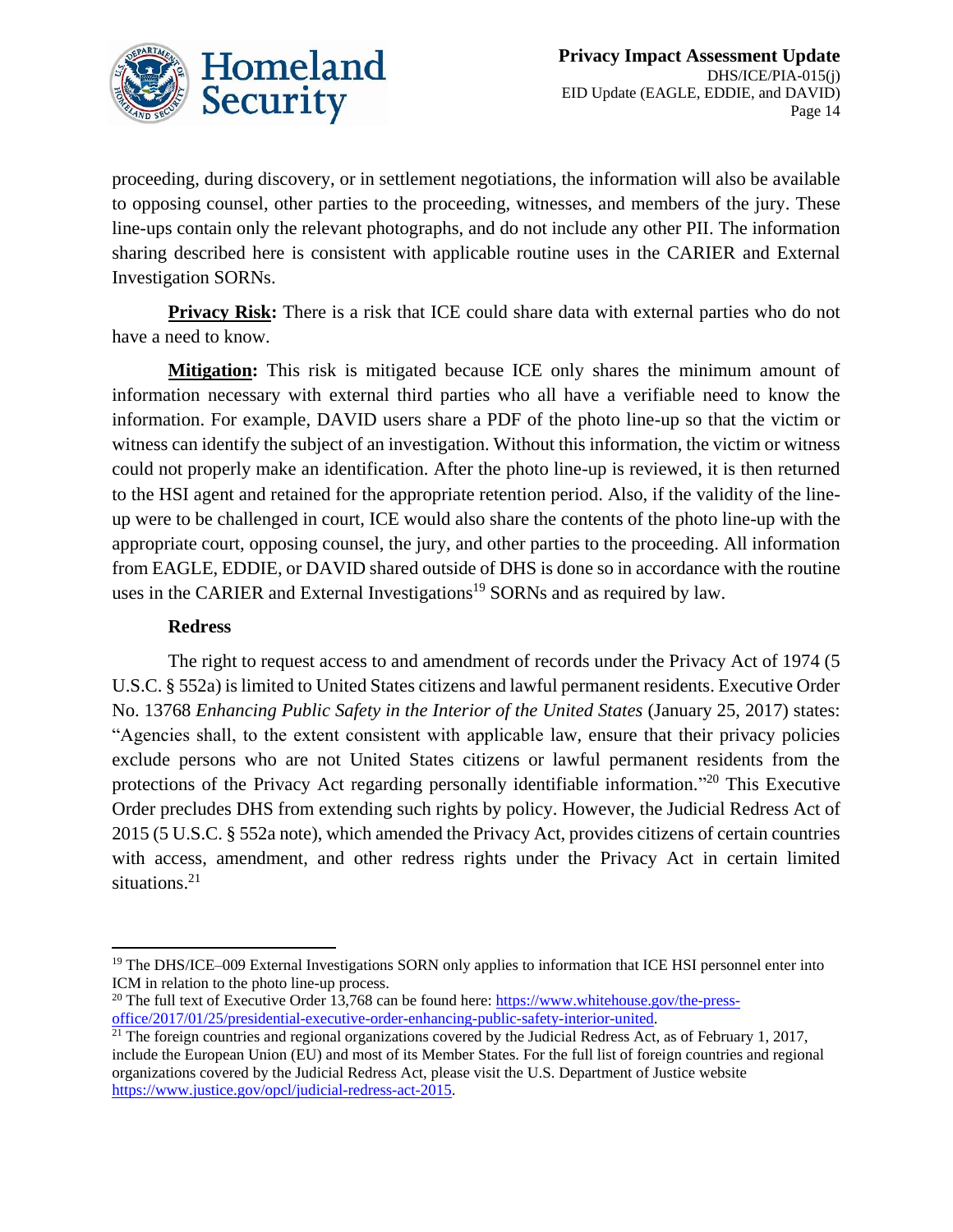proceeding, during discovery, or in settlement negotiations, the information will also be available to opposing counsel, other parties to the proceeding, witnesses, and members of the jury. These line-ups contain only the relevant photographs, and do not include any other PII. The information sharing described here is consistent with applicable routine uses in the CARIER and External Investigation SORNs.

**Privacy Risk:** There is a risk that ICE could share data with external parties who do not have a need to know.

**Mitigation:** This risk is mitigated because ICE only shares the minimum amount of information necessary with external third parties who all have a verifiable need to know the information. For example, DAVID users share a PDF of the photo line-up so that the victim or witness can identify the subject of an investigation. Without this information, the victim or witness could not properly make an identification. After the photo line-up is reviewed, it is then returned to the HSI agent and retained for the appropriate retention period. Also, if the validity of the line-up were to be challenged in court, ICE would also share the contents of the photo line-up with the appropriate court, opposing counsel, the jury, and other parties to the proceeding. All information from EAGLE, EDDIE, or DAVID shared outside of DHS is done so in accordance with the routine uses in the CARIER and External Investigations[19] SORNs and as required by law.

### Redress

The right to request access to and amendment of records under the Privacy Act of 1974 (5 U.S.C. § 552a) is limited to United States citizens and lawful permanent residents. Executive Order No. 13768 *Enhancing Public Safety in the Interior of the United States* (January 25, 2017) states: "Agencies shall, to the extent consistent with applicable law, ensure that their privacy policies exclude persons who are not United States citizens or lawful permanent residents from the protections of the Privacy Act regarding personally identifiable information."[20] This Executive Order precludes DHS from extending such rights by policy. However, the Judicial Redress Act of 2015 (5 U.S.C. § 552a note), which amended the Privacy Act, provides citizens of certain countries with access, amendment, and other redress rights under the Privacy Act in certain limited situations.[21]

---

[19] The DHS/ICE–009 External Investigations SORN only applies to information that ICE HSI personnel enter into ICM in relation to the photo line-up process.

[20] The full text of Executive Order 13,768 can be found here: https://www.whitehouse.gov/the-press-office/2017/01/25/presidential-executive-order-enhancing-public-safety-interior-united.

[21] The foreign countries and regional organizations covered by the Judicial Redress Act, as of February 1, 2017, include the European Union (EU) and most of its Member States. For the full list of foreign countries and regional organizations covered by the Judicial Redress Act, please visit the U.S. Department of Justice website https://www.justice.gov/opcl/judicial-redress-act-2015.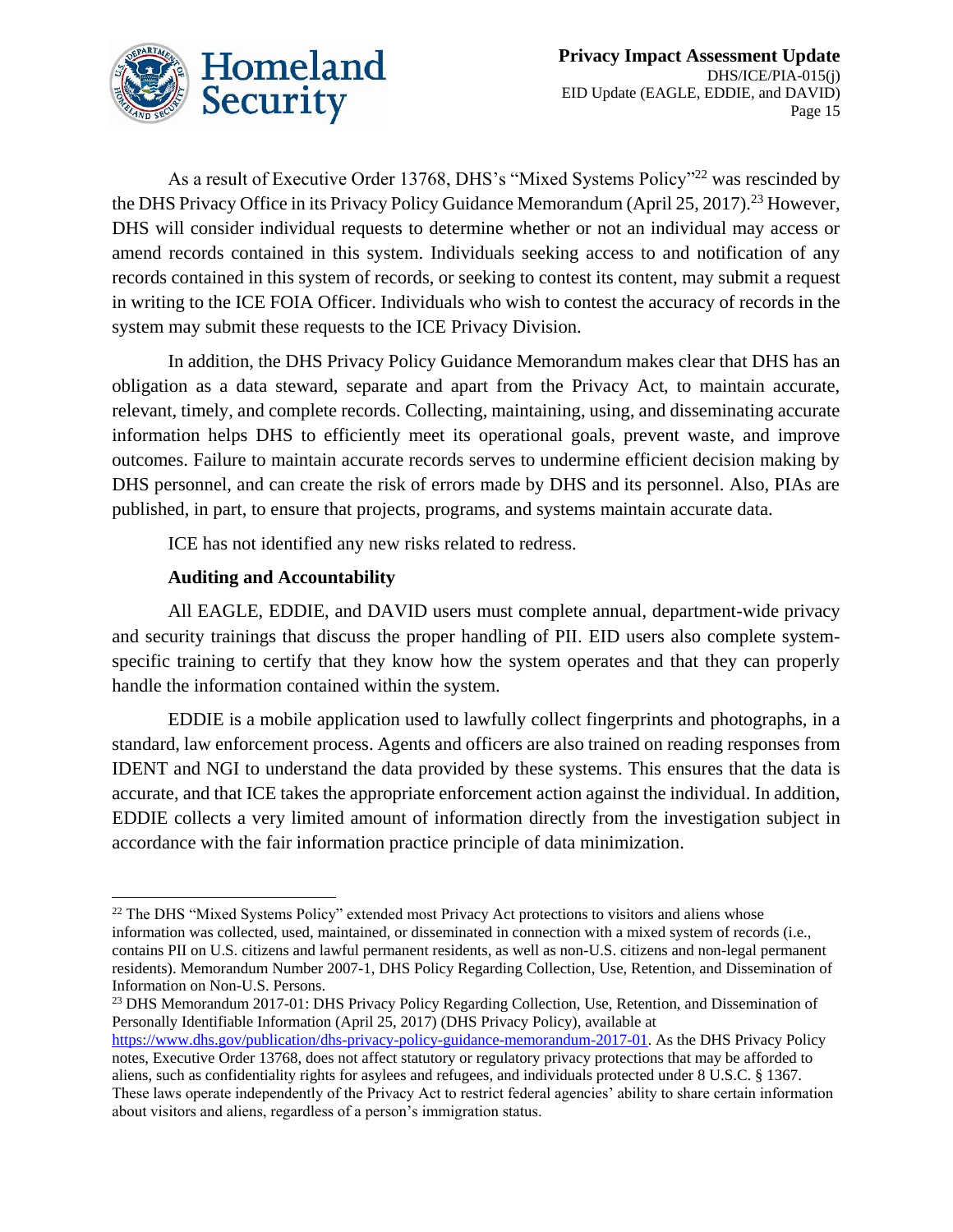As a result of Executive Order 13768, DHS's "Mixed Systems Policy"[22] was rescinded by the DHS Privacy Office in its Privacy Policy Guidance Memorandum (April 25, 2017).[23] However, DHS will consider individual requests to determine whether or not an individual may access or amend records contained in this system. Individuals seeking access to and notification of any records contained in this system of records, or seeking to contest its content, may submit a request in writing to the ICE FOIA Officer. Individuals who wish to contest the accuracy of records in the system may submit these requests to the ICE Privacy Division.

In addition, the DHS Privacy Policy Guidance Memorandum makes clear that DHS has an obligation as a data steward, separate and apart from the Privacy Act, to maintain accurate, relevant, timely, and complete records. Collecting, maintaining, using, and disseminating accurate information helps DHS to efficiently meet its operational goals, prevent waste, and improve outcomes. Failure to maintain accurate records serves to undermine efficient decision making by DHS personnel, and can create the risk of errors made by DHS and its personnel. Also, PIAs are published, in part, to ensure that projects, programs, and systems maintain accurate data.

ICE has not identified any new risks related to redress.

**Auditing and Accountability**

All EAGLE, EDDIE, and DAVID users must complete annual, department-wide privacy and security trainings that discuss the proper handling of PII. EID users also complete system-specific training to certify that they know how the system operates and that they can properly handle the information contained within the system.

EDDIE is a mobile application used to lawfully collect fingerprints and photographs, in a standard, law enforcement process. Agents and officers are also trained on reading responses from IDENT and NGI to understand the data provided by these systems. This ensures that the data is accurate, and that ICE takes the appropriate enforcement action against the individual. In addition, EDDIE collects a very limited amount of information directly from the investigation subject in accordance with the fair information practice principle of data minimization.

---

[22] The DHS "Mixed Systems Policy" extended most Privacy Act protections to visitors and aliens whose information was collected, used, maintained, or disseminated in connection with a mixed system of records (i.e., contains PII on U.S. citizens and lawful permanent residents, as well as non-U.S. citizens and non-legal permanent residents). Memorandum Number 2007-1, DHS Policy Regarding Collection, Use, Retention, and Dissemination of Information on Non-U.S. Persons.

[23] DHS Memorandum 2017-01: DHS Privacy Policy Regarding Collection, Use, Retention, and Dissemination of Personally Identifiable Information (April 25, 2017) (DHS Privacy Policy), available at https://www.dhs.gov/publication/dhs-privacy-policy-guidance-memorandum-2017-01. As the DHS Privacy Policy notes, Executive Order 13768, does not affect statutory or regulatory privacy protections that may be afforded to aliens, such as confidentiality rights for asylees and refugees, and individuals protected under 8 U.S.C. § 1367. These laws operate independently of the Privacy Act to restrict federal agencies' ability to share certain information about visitors and aliens, regardless of a person's immigration status.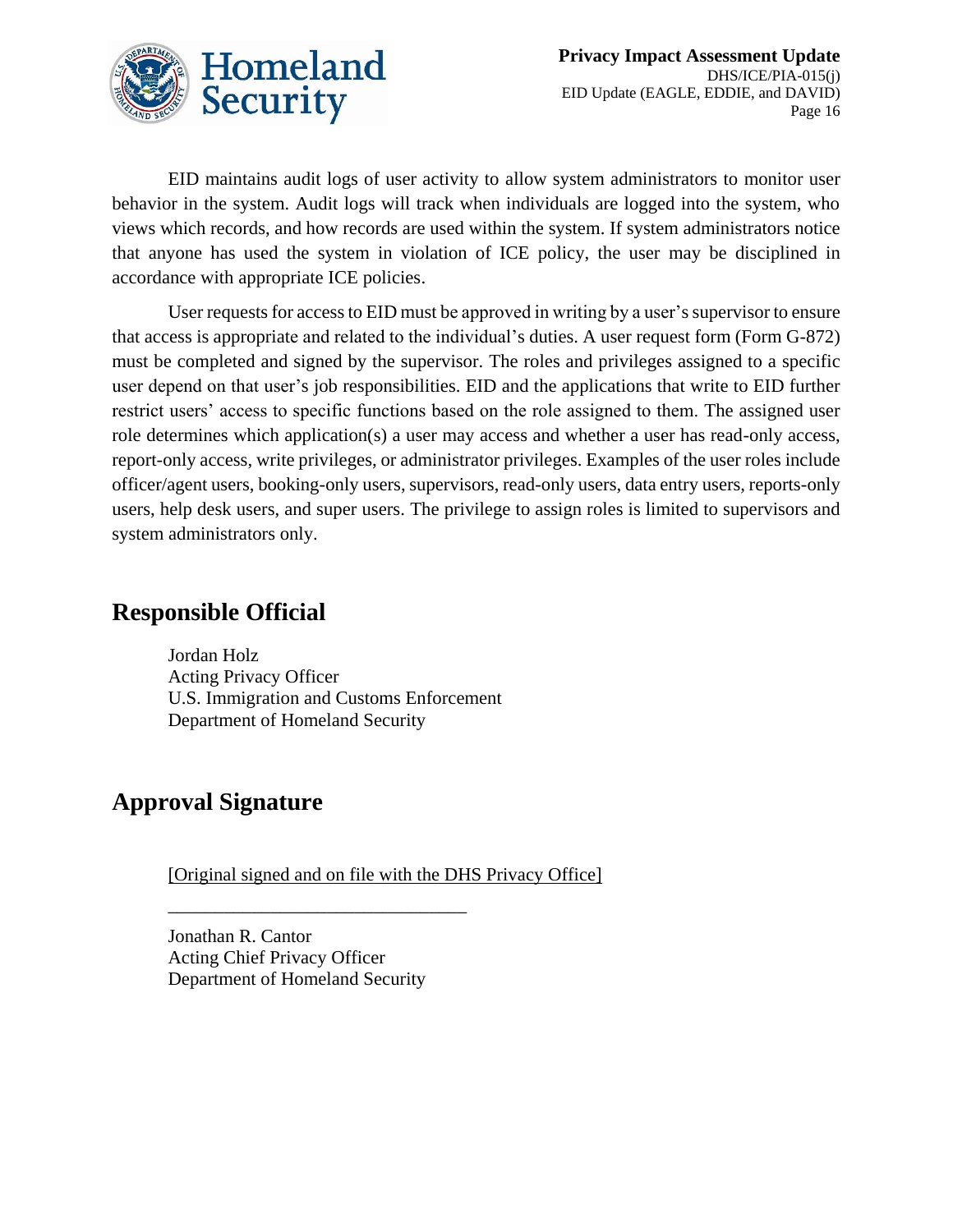EID maintains audit logs of user activity to allow system administrators to monitor user behavior in the system. Audit logs will track when individuals are logged into the system, who views which records, and how records are used within the system. If system administrators notice that anyone has used the system in violation of ICE policy, the user may be disciplined in accordance with appropriate ICE policies.

User requests for access to EID must be approved in writing by a user's supervisor to ensure that access is appropriate and related to the individual's duties. A user request form (Form G-872) must be completed and signed by the supervisor. The roles and privileges assigned to a specific user depend on that user's job responsibilities. EID and the applications that write to EID further restrict users' access to specific functions based on the role assigned to them. The assigned user role determines which application(s) a user may access and whether a user has read-only access, report-only access, write privileges, or administrator privileges. Examples of the user roles include officer/agent users, booking-only users, supervisors, read-only users, data entry users, reports-only users, help desk users, and super users. The privilege to assign roles is limited to supervisors and system administrators only.

## Responsible Official

Jordan Holz
Acting Privacy Officer
U.S. Immigration and Customs Enforcement
Department of Homeland Security

## Approval Signature

[Original signed and on file with the DHS Privacy Office]

________________________________

Jonathan R. Cantor
Acting Chief Privacy Officer
Department of Homeland Security